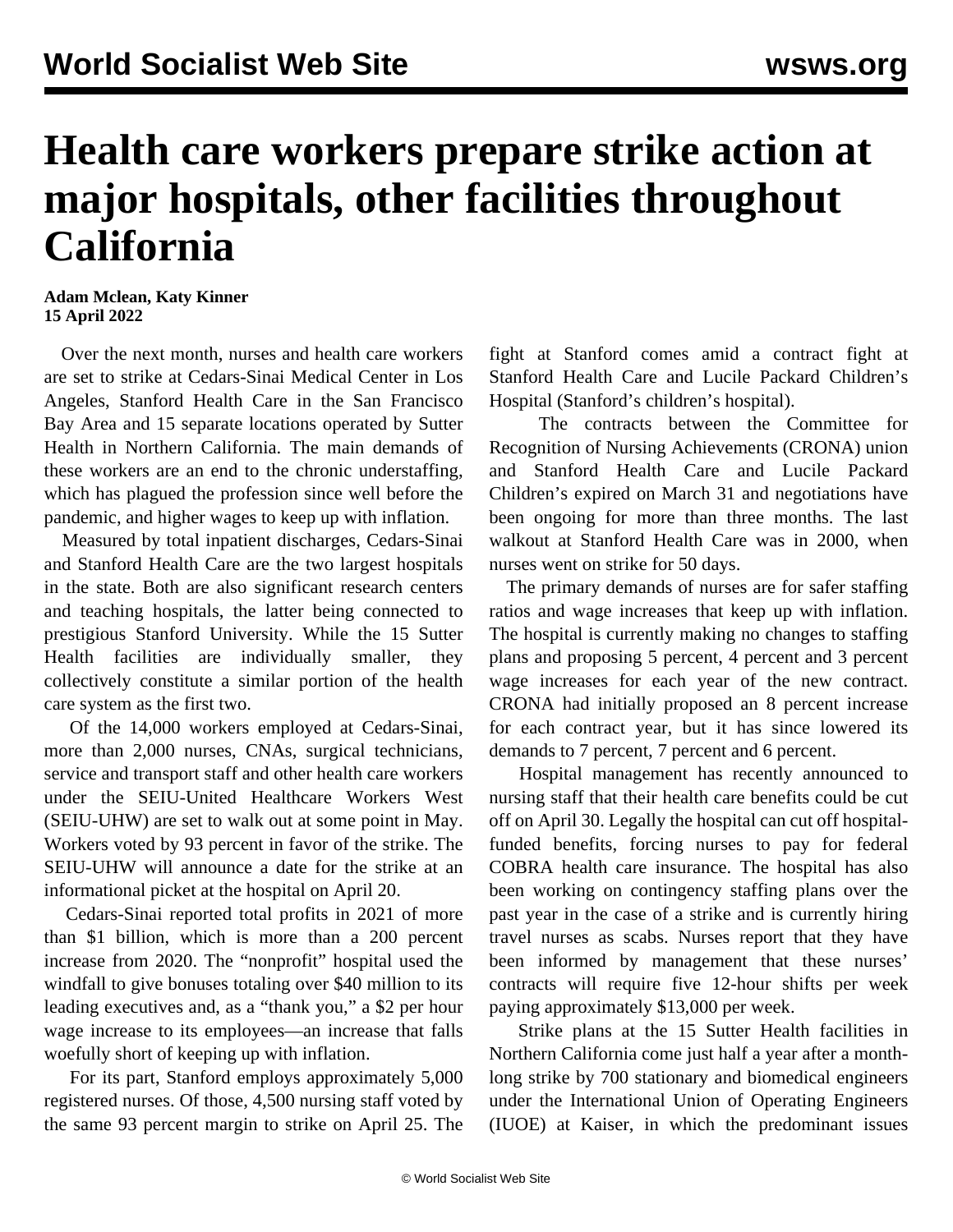# Health care workers prepare strike action at major hospitals, other facilities throughout California

**Adam Mclean, Katy Kinner**
**15 April 2022**

Over the next month, nurses and health care workers are set to strike at Cedars-Sinai Medical Center in Los Angeles, Stanford Health Care in the San Francisco Bay Area and 15 separate locations operated by Sutter Health in Northern California. The main demands of these workers are an end to the chronic understaffing, which has plagued the profession since well before the pandemic, and higher wages to keep up with inflation.

Measured by total inpatient discharges, Cedars-Sinai and Stanford Health Care are the two largest hospitals in the state. Both are also significant research centers and teaching hospitals, the latter being connected to prestigious Stanford University. While the 15 Sutter Health facilities are individually smaller, they collectively constitute a similar portion of the health care system as the first two.

Of the 14,000 workers employed at Cedars-Sinai, more than 2,000 nurses, CNAs, surgical technicians, service and transport staff and other health care workers under the SEIU-United Healthcare Workers West (SEIU-UHW) are set to walk out at some point in May. Workers voted by 93 percent in favor of the strike. The SEIU-UHW will announce a date for the strike at an informational picket at the hospital on April 20.

Cedars-Sinai reported total profits in 2021 of more than $1 billion, which is more than a 200 percent increase from 2020. The "nonprofit" hospital used the windfall to give bonuses totaling over $40 million to its leading executives and, as a "thank you," a $2 per hour wage increase to its employees—an increase that falls woefully short of keeping up with inflation.

For its part, Stanford employs approximately 5,000 registered nurses. Of those, 4,500 nursing staff voted by the same 93 percent margin to strike on April 25. The fight at Stanford comes amid a contract fight at Stanford Health Care and Lucile Packard Children's Hospital (Stanford's children's hospital).

The contracts between the Committee for Recognition of Nursing Achievements (CRONA) union and Stanford Health Care and Lucile Packard Children's expired on March 31 and negotiations have been ongoing for more than three months. The last walkout at Stanford Health Care was in 2000, when nurses went on strike for 50 days.

The primary demands of nurses are for safer staffing ratios and wage increases that keep up with inflation. The hospital is currently making no changes to staffing plans and proposing 5 percent, 4 percent and 3 percent wage increases for each year of the new contract. CRONA had initially proposed an 8 percent increase for each contract year, but it has since lowered its demands to 7 percent, 7 percent and 6 percent.

Hospital management has recently announced to nursing staff that their health care benefits could be cut off on April 30. Legally the hospital can cut off hospital-funded benefits, forcing nurses to pay for federal COBRA health care insurance. The hospital has also been working on contingency staffing plans over the past year in the case of a strike and is currently hiring travel nurses as scabs. Nurses report that they have been informed by management that these nurses' contracts will require five 12-hour shifts per week paying approximately $13,000 per week.

Strike plans at the 15 Sutter Health facilities in Northern California come just half a year after a month-long strike by 700 stationary and biomedical engineers under the International Union of Operating Engineers (IUOE) at Kaiser, in which the predominant issues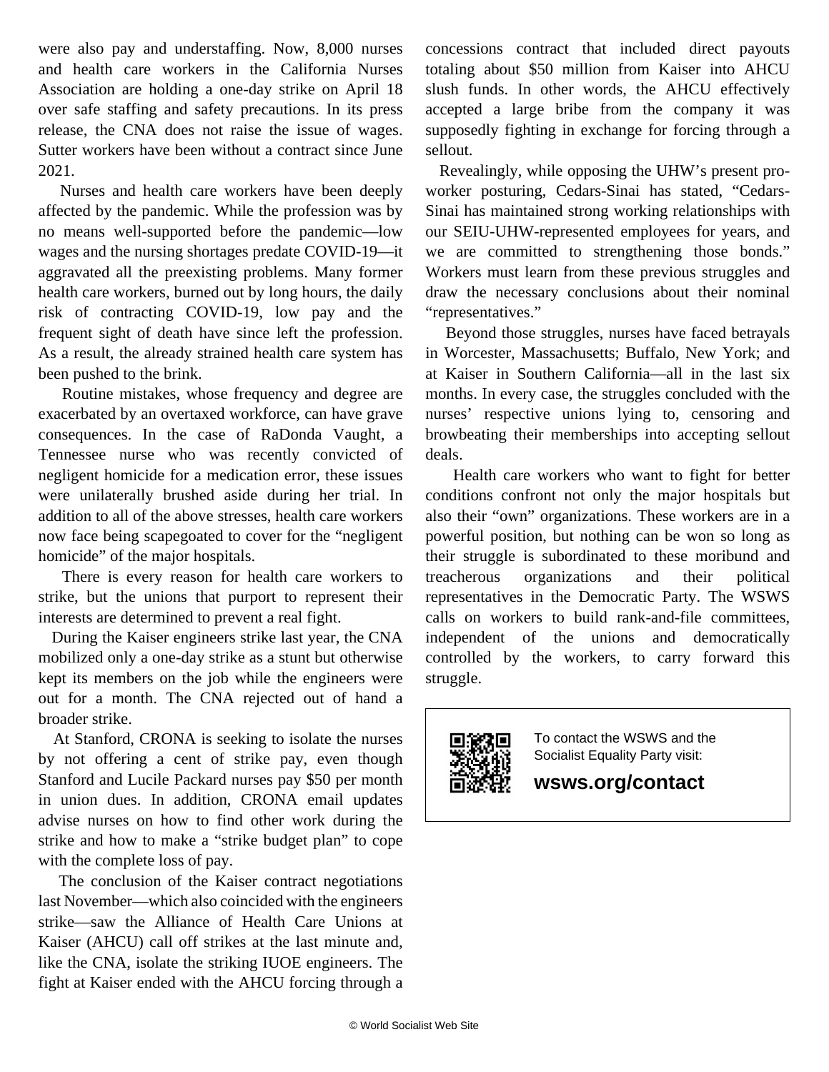were also pay and understaffing. Now, 8,000 nurses and health care workers in the California Nurses Association are holding a one-day strike on April 18 over safe staffing and safety precautions. In its press release, the CNA does not raise the issue of wages. Sutter workers have been without a contract since June 2021.

Nurses and health care workers have been deeply affected by the pandemic. While the profession was by no means well-supported before the pandemic—low wages and the nursing shortages predate COVID-19—it aggravated all the preexisting problems. Many former health care workers, burned out by long hours, the daily risk of contracting COVID-19, low pay and the frequent sight of death have since left the profession. As a result, the already strained health care system has been pushed to the brink.

Routine mistakes, whose frequency and degree are exacerbated by an overtaxed workforce, can have grave consequences. In the case of RaDonda Vaught, a Tennessee nurse who was recently convicted of negligent homicide for a medication error, these issues were unilaterally brushed aside during her trial. In addition to all of the above stresses, health care workers now face being scapegoated to cover for the "negligent homicide" of the major hospitals.

There is every reason for health care workers to strike, but the unions that purport to represent their interests are determined to prevent a real fight.

During the Kaiser engineers strike last year, the CNA mobilized only a one-day strike as a stunt but otherwise kept its members on the job while the engineers were out for a month. The CNA rejected out of hand a broader strike.

At Stanford, CRONA is seeking to isolate the nurses by not offering a cent of strike pay, even though Stanford and Lucile Packard nurses pay $50 per month in union dues. In addition, CRONA email updates advise nurses on how to find other work during the strike and how to make a "strike budget plan" to cope with the complete loss of pay.

The conclusion of the Kaiser contract negotiations last November—which also coincided with the engineers strike—saw the Alliance of Health Care Unions at Kaiser (AHCU) call off strikes at the last minute and, like the CNA, isolate the striking IUOE engineers. The fight at Kaiser ended with the AHCU forcing through a concessions contract that included direct payouts totaling about $50 million from Kaiser into AHCU slush funds. In other words, the AHCU effectively accepted a large bribe from the company it was supposedly fighting in exchange for forcing through a sellout.

Revealingly, while opposing the UHW's present pro-worker posturing, Cedars-Sinai has stated, "Cedars-Sinai has maintained strong working relationships with our SEIU-UHW-represented employees for years, and we are committed to strengthening those bonds." Workers must learn from these previous struggles and draw the necessary conclusions about their nominal "representatives."

Beyond those struggles, nurses have faced betrayals in Worcester, Massachusetts; Buffalo, New York; and at Kaiser in Southern California—all in the last six months. In every case, the struggles concluded with the nurses' respective unions lying to, censoring and browbeating their memberships into accepting sellout deals.

Health care workers who want to fight for better conditions confront not only the major hospitals but also their "own" organizations. These workers are in a powerful position, but nothing can be won so long as their struggle is subordinated to these moribund and treacherous organizations and their political representatives in the Democratic Party. The WSWS calls on workers to build rank-and-file committees, independent of the unions and democratically controlled by the workers, to carry forward this struggle.

To contact the WSWS and the Socialist Equality Party visit:

**wsws.org/contact**